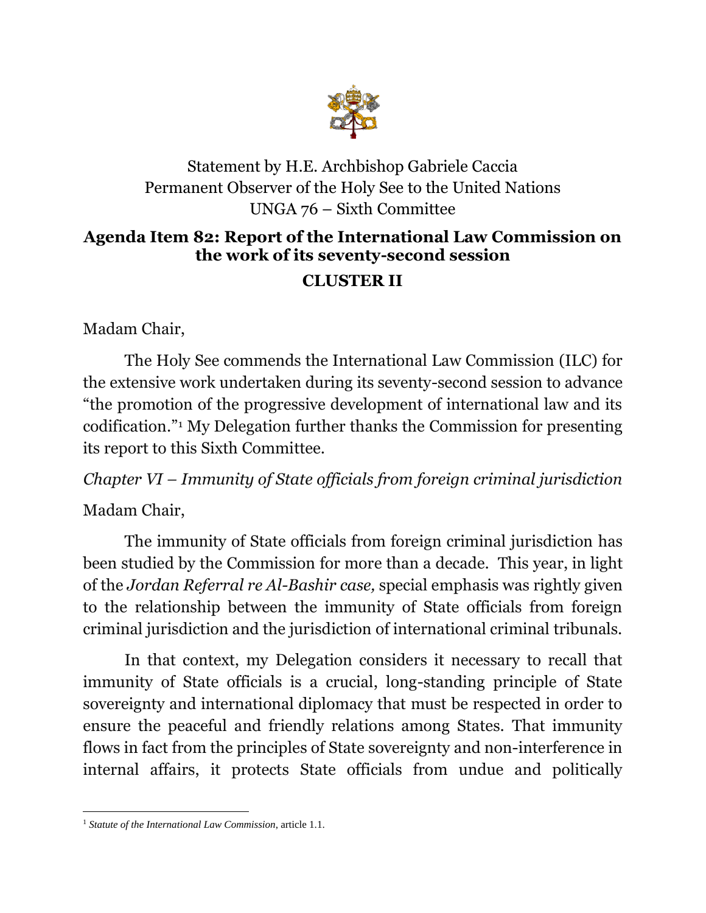Statement by H.E. Archbishop Gabriele Caccia
Permanent Observer of the Holy See to the United Nations
UNGA 76 – Sixth Committee

## Agenda Item 82: Report of the International Law Commission on the work of its seventy-second session

## CLUSTER II

Madam Chair,

The Holy See commends the International Law Commission (ILC) for the extensive work undertaken during its seventy-second session to advance "the promotion of the progressive development of international law and its codification."[1] My Delegation further thanks the Commission for presenting its report to this Sixth Committee.

*Chapter VI – Immunity of State officials from foreign criminal jurisdiction*

Madam Chair,

The immunity of State officials from foreign criminal jurisdiction has been studied by the Commission for more than a decade. This year, in light of the *Jordan Referral re Al-Bashir case,* special emphasis was rightly given to the relationship between the immunity of State officials from foreign criminal jurisdiction and the jurisdiction of international criminal tribunals.

In that context, my Delegation considers it necessary to recall that immunity of State officials is a crucial, long-standing principle of State sovereignty and international diplomacy that must be respected in order to ensure the peaceful and friendly relations among States. That immunity flows in fact from the principles of State sovereignty and non-interference in internal affairs, it protects State officials from undue and politically

---

[1] *Statute of the International Law Commission,* article 1.1.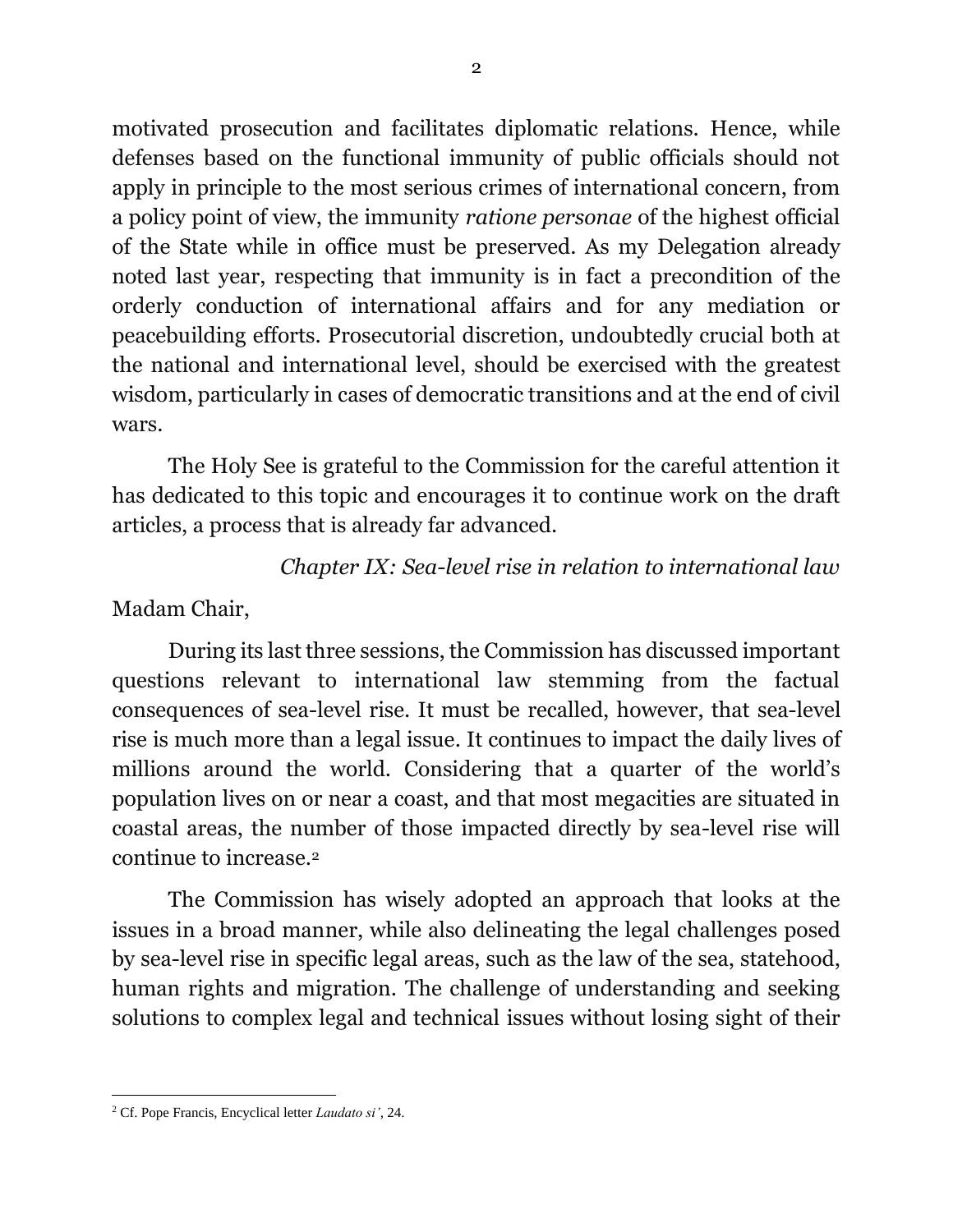motivated prosecution and facilitates diplomatic relations. Hence, while defenses based on the functional immunity of public officials should not apply in principle to the most serious crimes of international concern, from a policy point of view, the immunity *ratione personae* of the highest official of the State while in office must be preserved. As my Delegation already noted last year, respecting that immunity is in fact a precondition of the orderly conduction of international affairs and for any mediation or peacebuilding efforts. Prosecutorial discretion, undoubtedly crucial both at the national and international level, should be exercised with the greatest wisdom, particularly in cases of democratic transitions and at the end of civil wars.

The Holy See is grateful to the Commission for the careful attention it has dedicated to this topic and encourages it to continue work on the draft articles, a process that is already far advanced.

*Chapter IX: Sea-level rise in relation to international law*

Madam Chair,

During its last three sessions, the Commission has discussed important questions relevant to international law stemming from the factual consequences of sea-level rise. It must be recalled, however, that sea-level rise is much more than a legal issue. It continues to impact the daily lives of millions around the world. Considering that a quarter of the world's population lives on or near a coast, and that most megacities are situated in coastal areas, the number of those impacted directly by sea-level rise will continue to increase.[2]

The Commission has wisely adopted an approach that looks at the issues in a broad manner, while also delineating the legal challenges posed by sea-level rise in specific legal areas, such as the law of the sea, statehood, human rights and migration. The challenge of understanding and seeking solutions to complex legal and technical issues without losing sight of their

---

[2] Cf. Pope Francis, Encyclical letter *Laudato si'*, 24.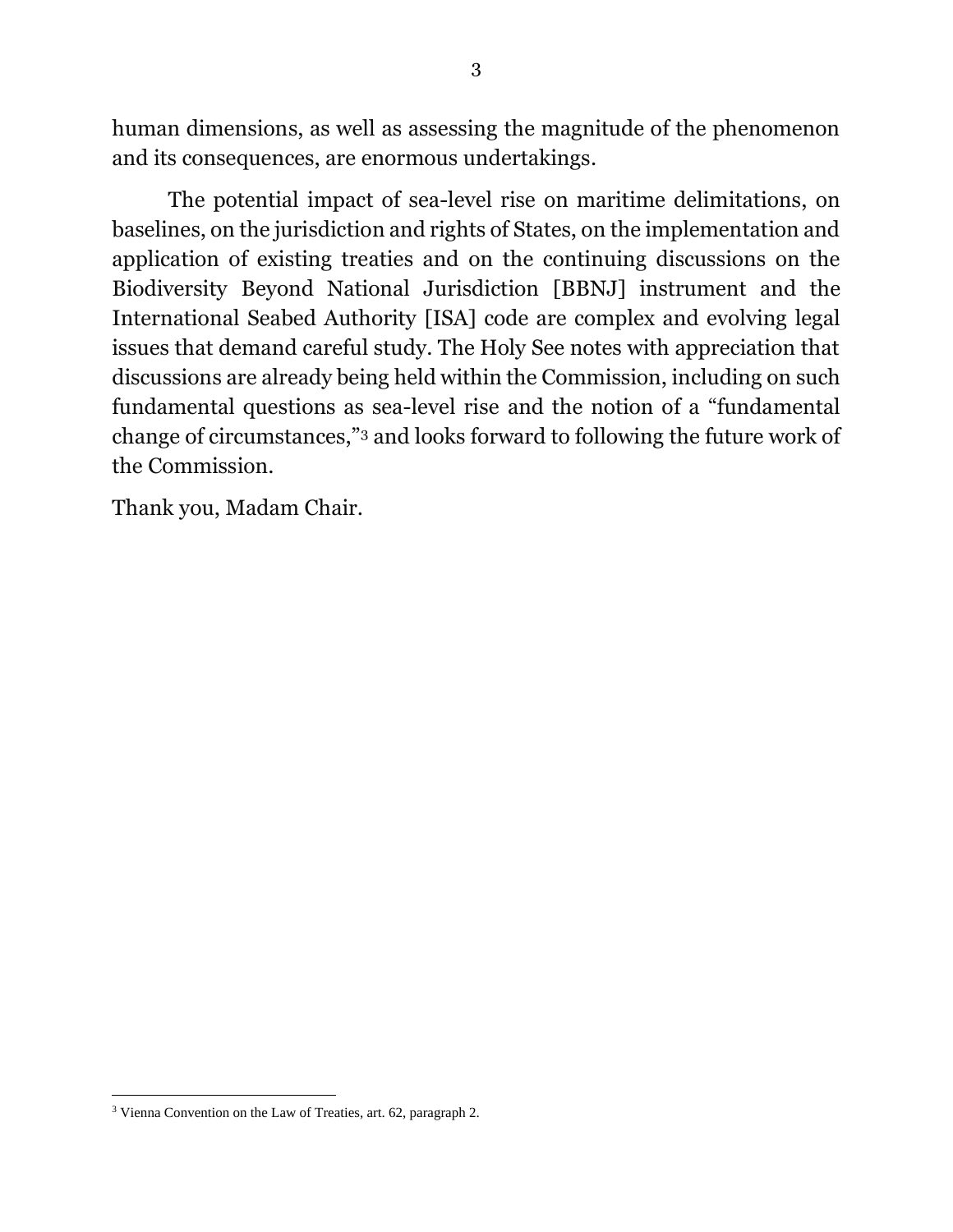human dimensions, as well as assessing the magnitude of the phenomenon and its consequences, are enormous undertakings.

The potential impact of sea-level rise on maritime delimitations, on baselines, on the jurisdiction and rights of States, on the implementation and application of existing treaties and on the continuing discussions on the Biodiversity Beyond National Jurisdiction [BBNJ] instrument and the International Seabed Authority [ISA] code are complex and evolving legal issues that demand careful study. The Holy See notes with appreciation that discussions are already being held within the Commission, including on such fundamental questions as sea-level rise and the notion of a "fundamental change of circumstances,"[3] and looks forward to following the future work of the Commission.

Thank you, Madam Chair.

---

[3] Vienna Convention on the Law of Treaties, art. 62, paragraph 2.